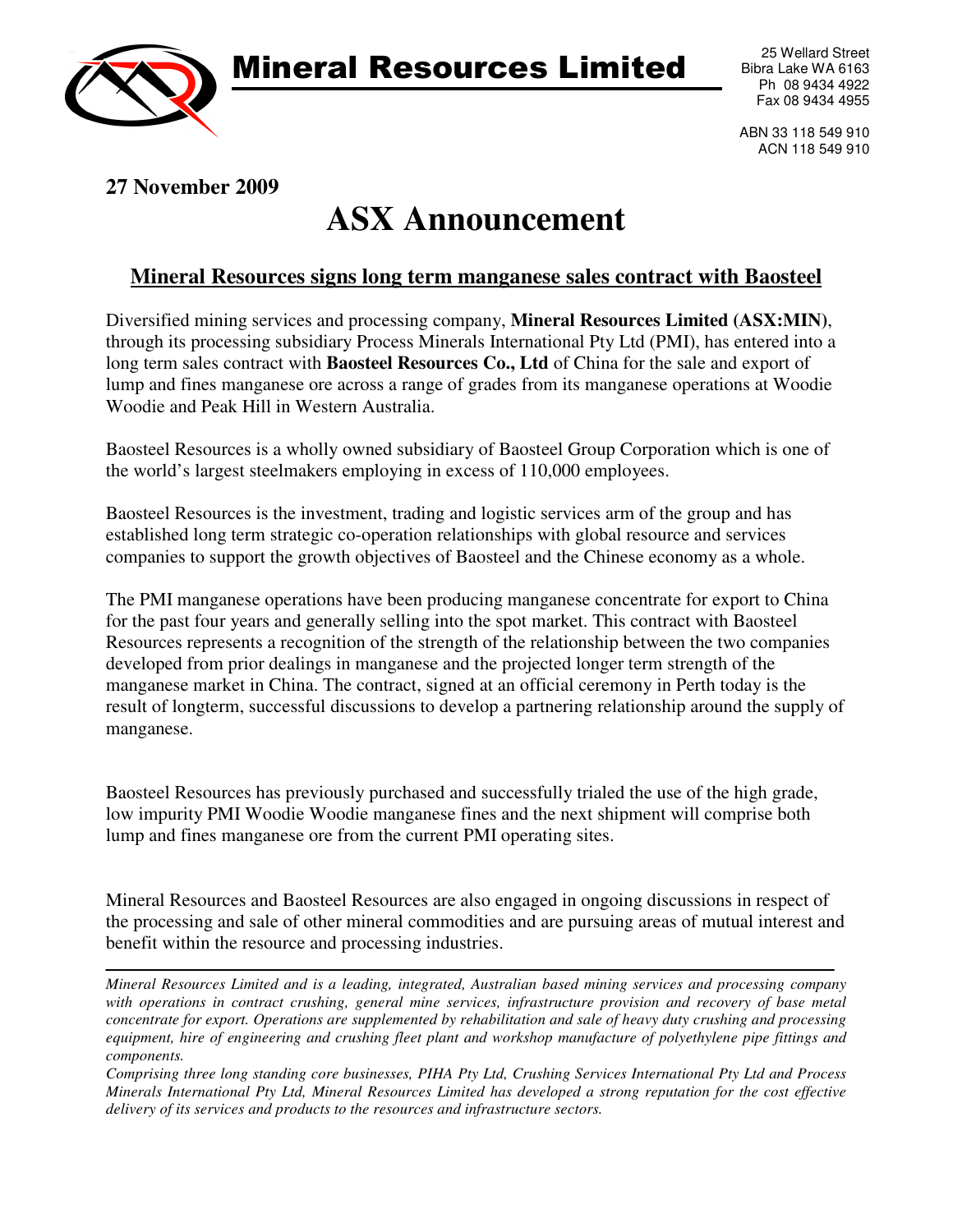# Mineral Resources Limited

25 Wellard Street
Bibra Lake WA 6163
Ph 08 9434 4922
Fax 08 9434 4955

ABN 33 118 549 910
ACN 118 549 910

**27 November 2009**

# ASX Announcement

## Mineral Resources signs long term manganese sales contract with Baosteel

Diversified mining services and processing company, **Mineral Resources Limited (ASX:MIN)**, through its processing subsidiary Process Minerals International Pty Ltd (PMI), has entered into a long term sales contract with **Baosteel Resources Co., Ltd** of China for the sale and export of lump and fines manganese ore across a range of grades from its manganese operations at Woodie Woodie and Peak Hill in Western Australia.

Baosteel Resources is a wholly owned subsidiary of Baosteel Group Corporation which is one of the world's largest steelmakers employing in excess of 110,000 employees.

Baosteel Resources is the investment, trading and logistic services arm of the group and has established long term strategic co-operation relationships with global resource and services companies to support the growth objectives of Baosteel and the Chinese economy as a whole.

The PMI manganese operations have been producing manganese concentrate for export to China for the past four years and generally selling into the spot market. This contract with Baosteel Resources represents a recognition of the strength of the relationship between the two companies developed from prior dealings in manganese and the projected longer term strength of the manganese market in China. The contract, signed at an official ceremony in Perth today is the result of longterm, successful discussions to develop a partnering relationship around the supply of manganese.

Baosteel Resources has previously purchased and successfully trialed the use of the high grade, low impurity PMI Woodie Woodie manganese fines and the next shipment will comprise both lump and fines manganese ore from the current PMI operating sites.

Mineral Resources and Baosteel Resources are also engaged in ongoing discussions in respect of the processing and sale of other mineral commodities and are pursuing areas of mutual interest and benefit within the resource and processing industries.

---

*Mineral Resources Limited and is a leading, integrated, Australian based mining services and processing company with operations in contract crushing, general mine services, infrastructure provision and recovery of base metal concentrate for export. Operations are supplemented by rehabilitation and sale of heavy duty crushing and processing equipment, hire of engineering and crushing fleet plant and workshop manufacture of polyethylene pipe fittings and components.*

*Comprising three long standing core businesses, PIHA Pty Ltd, Crushing Services International Pty Ltd and Process Minerals International Pty Ltd, Mineral Resources Limited has developed a strong reputation for the cost effective delivery of its services and products to the resources and infrastructure sectors.*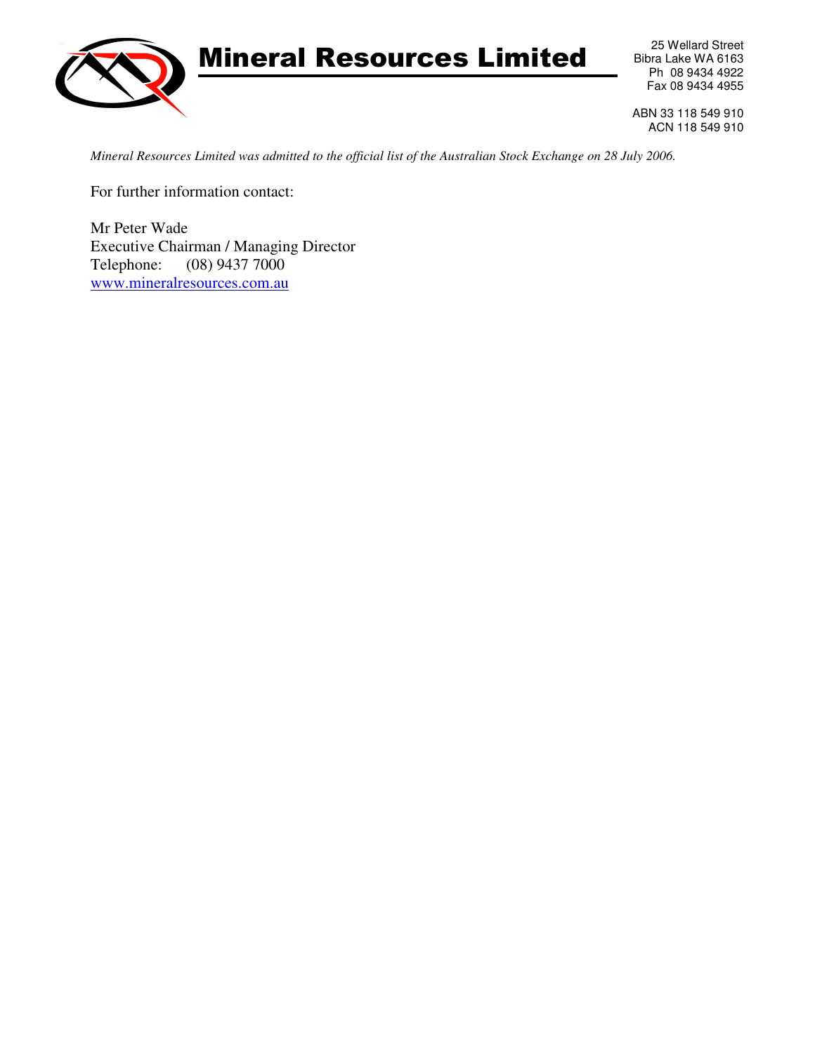# Mineral Resources Limited

25 Wellard Street
Bibra Lake WA 6163
Ph 08 9434 4922
Fax 08 9434 4955

ABN 33 118 549 910
ACN 118 549 910

*Mineral Resources Limited was admitted to the official list of the Australian Stock Exchange on 28 July 2006.*

For further information contact:

Mr Peter Wade
Executive Chairman / Managing Director
Telephone: (08) 9437 7000
www.mineralresources.com.au